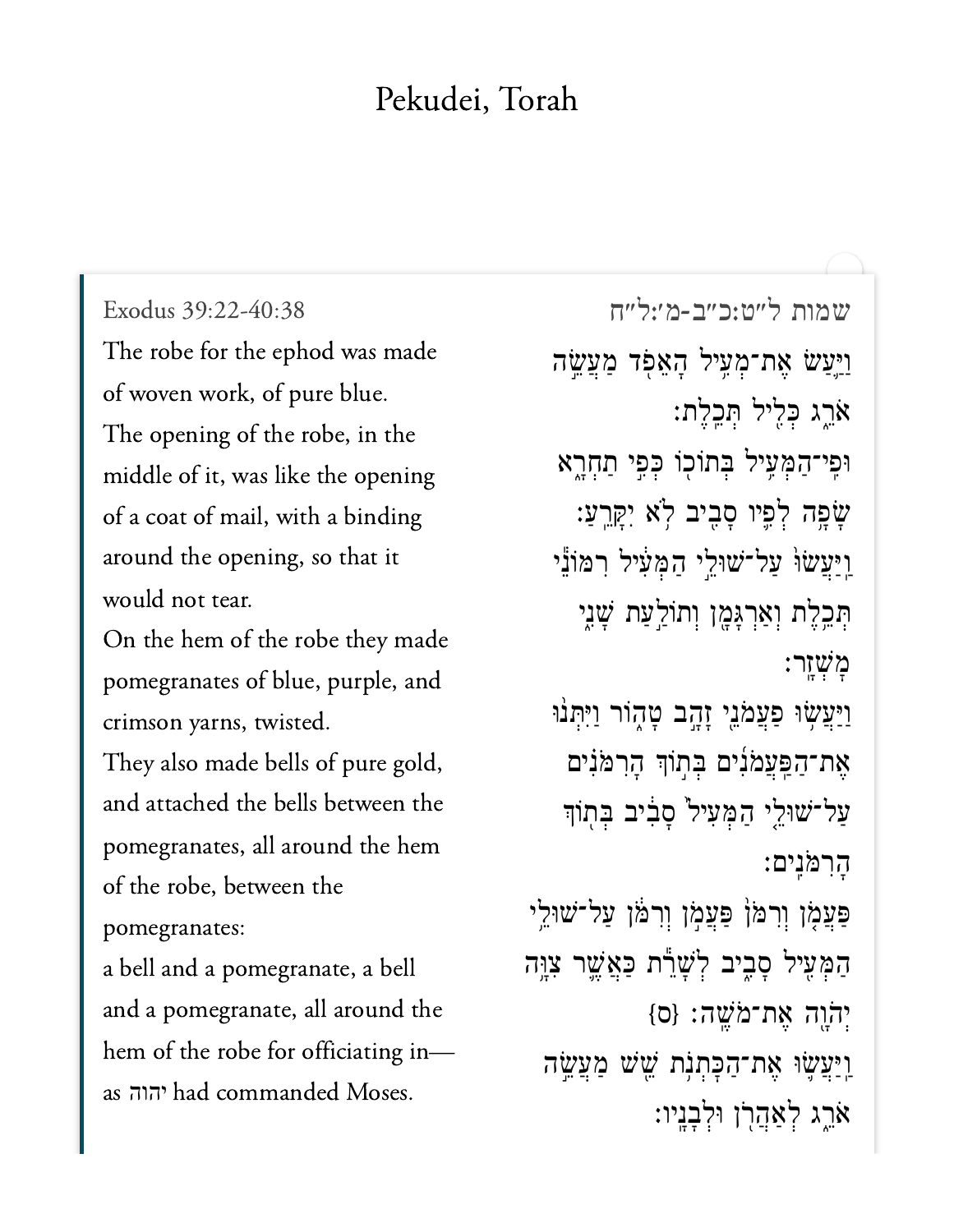# Pekudei, Torah

Exodus 39:22-40:38

The robe for the ephod was made of woven work, of pure blue.

The opening of the robe, in the middle of it, was like the opening of a coat of mail, with a binding around the opening, so that it would not tear.

On the hem of the robe they made pomegranates of blue, purple, and crimson yarns, twisted.

They also made bells of pure gold, and attached the bells between the pomegranates, all around the hem of the robe, between the pomegranates:

a bell and a pomegranate, a bell and a pomegranate, all around the hem of the robe for officiating in—as יהוה had commanded Moses.

שמות ל״ט:כ״ב-מ׳:ל״ח

וַיַּ֛עַשׂ אֶת־מְעִ֥יל הָאֵפֹ֖ד מַעֲשֵׂ֣ה אֹרֵ֑ג כְּלִ֖יל תְּכֵֽלֶת׃

וּפִֽי־הַמְּעִ֥יל בְּתוֹכ֖וֹ כְּפִ֣י תַחְרָ֑א שָׂפָ֥ה לְפִ֛יו סָבִ֖יב לֹ֥א יִקָּרֵֽעַ׃

וַֽיַּעֲשׂוּ֙ עַל־שׁוּלֵ֣י הַמְּעִ֔יל רִמּוֹנֵ֕י תְּכֵ֥לֶת וְאַרְגָּמָ֖ן וְתוֹלַ֣עַת שָׁנִ֑י מָשְׁזָֽר׃

וַיַּעֲשׂ֖וּ פַעֲמֹנֵ֣י זָהָ֣ב טָה֑וֹר וַיִּתְּנ֨וּ אֶת־הַפַּעֲמֹנִ֜ים בְּת֣וֹךְ הָרִמֹּנִ֗ים עַל־שׁוּלֵ֤י הַמְּעִיל֙ סָבִ֔יב בְּת֖וֹךְ הָרִמֹּנִֽים׃

פַּעֲמֹ֤ן וְרִמֹּן֙ פַּעֲמֹ֣ן וְרִמֹּ֔ן עַל־שׁוּלֵ֥י הַמְּעִ֖יל סָבִ֑יב לְשָׁרֵ֕ת כַּאֲשֶׁ֛ר צִוָּ֥ה יְהֹוָ֖ה אֶת־מֹשֶֽׁה׃ {ס}

וַֽיַּעֲשׂ֛וּ אֶת־הַכָּתְנֹ֥ת שֵׁ֖שׁ מַעֲשֵׂ֣ה אֹרֵ֑ג לְאַהֲרֹ֖ן וּלְבָנָֽיו׃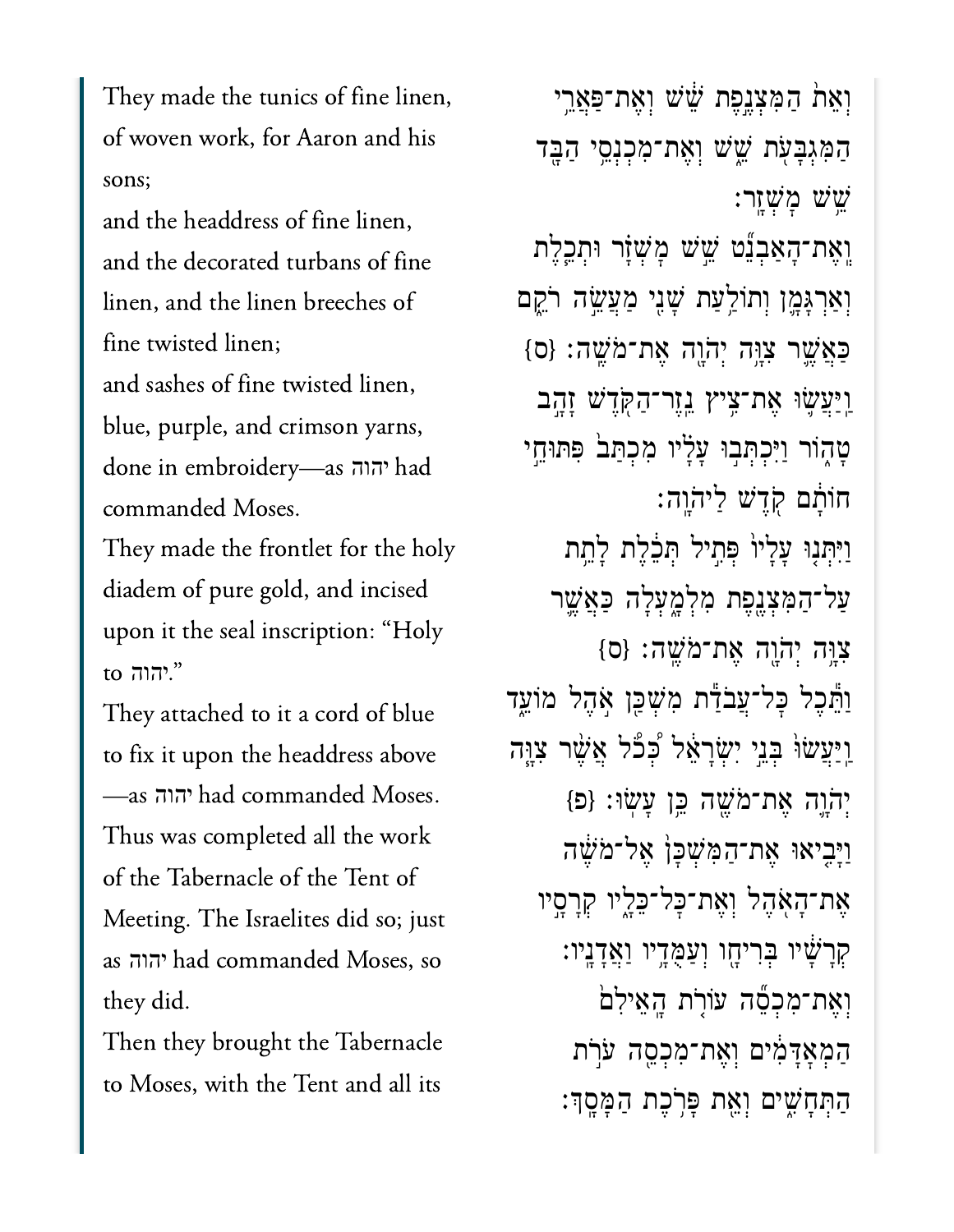They made the tunics of fine linen, of woven work, for Aaron and his sons;

and the headdress of fine linen, and the decorated turbans of fine linen, and the linen breeches of fine twisted linen;

and sashes of fine twisted linen, blue, purple, and crimson yarns, done in embroidery—as יהוה had commanded Moses.

They made the frontlet for the holy diadem of pure gold, and incised upon it the seal inscription: "Holy to יהוה."

They attached to it a cord of blue to fix it upon the headdress above—as יהוה had commanded Moses.

Thus was completed all the work of the Tabernacle of the Tent of Meeting. The Israelites did so; just as יהוה had commanded Moses, so they did.

Then they brought the Tabernacle to Moses, with the Tent and all its

וְאֵת֙ הַמִּצְנֶ֣פֶת שֵׁ֔שׁ וְאֶת־פַּאֲרֵ֥י הַמִּגְבָּעֹ֖ת שֵׁ֑שׁ וְאֶת־מִכְנְסֵ֥י הַבָּ֖ד שֵׁ֥שׁ מָשְׁזָֽר׃

וְֽאֶת־הָאַבְנֵ֞ט שֵׁ֣שׁ מָשְׁזָ֗ר וּתְכֵ֧לֶת וְאַרְגָּמָ֛ן וְתוֹלַ֥עַת שָׁנִ֖י מַעֲשֵׂ֣ה רֹקֵ֑ם כַּאֲשֶׁ֛ר צִוָּ֥ה יְהֹוָ֖ה אֶת־מֹשֶֽׁה׃ {ס}

וַיַּעֲשׂ֛וּ אֶת־צִ֥יץ נֵֽזֶר־הַקֹּ֖דֶשׁ זָהָ֣ב טָה֑וֹר וַיִּכְתְּב֣וּ עָלָ֗יו מִכְתַּב֙ פִּתּוּחֵ֣י חוֹתָ֔ם קֹ֖דֶשׁ לַיהֹוָֽה׃

וַיִּתְּנ֤וּ עָלָיו֙ פְּתִ֣יל תְּכֵ֔לֶת לָתֵ֥ת עַל־הַמִּצְנֶ֖פֶת מִלְמָ֑עְלָה כַּאֲשֶׁ֛ר צִוָּ֥ה יְהֹוָ֖ה אֶת־מֹשֶֽׁה׃ {ס}

וַתֵּ֕כֶל כׇּל־עֲבֹדַ֕ת מִשְׁכַּ֖ן אֹ֣הֶל מוֹעֵ֑ד וַֽיַּעֲשׂוּ֙ בְּנֵ֣י יִשְׂרָאֵ֔ל כְּכֹ֨ל אֲשֶׁ֨ר צִוָּ֧ה יְהֹוָ֛ה אֶת־מֹשֶׁ֖ה כֵּ֥ן עָשֽׂוּ׃ {פ}

וַיָּבִ֤יאוּ אֶת־הַמִּשְׁכָּן֙ אֶל־מֹשֶׁ֔ה אֶת־הָאֹ֖הֶל וְאֶת־כׇּל־כֵּלָ֑יו קְרָסָ֣יו קְרָשָׁ֔יו בְּרִיחָ֖ו וְעַמֻּדָ֥יו וַאֲדָנָֽיו׃

וְאֶת־מִכְסֵ֞ה עוֹרֹ֤ת הָֽאֵילִם֙ הַמְאׇדָּמִ֔ים וְאֶת־מִכְסֵ֖ה עֹרֹ֣ת הַתְּחָשִׁ֑ים וְאֵ֖ת פָּרֹ֥כֶת הַמָּסָֽךְ׃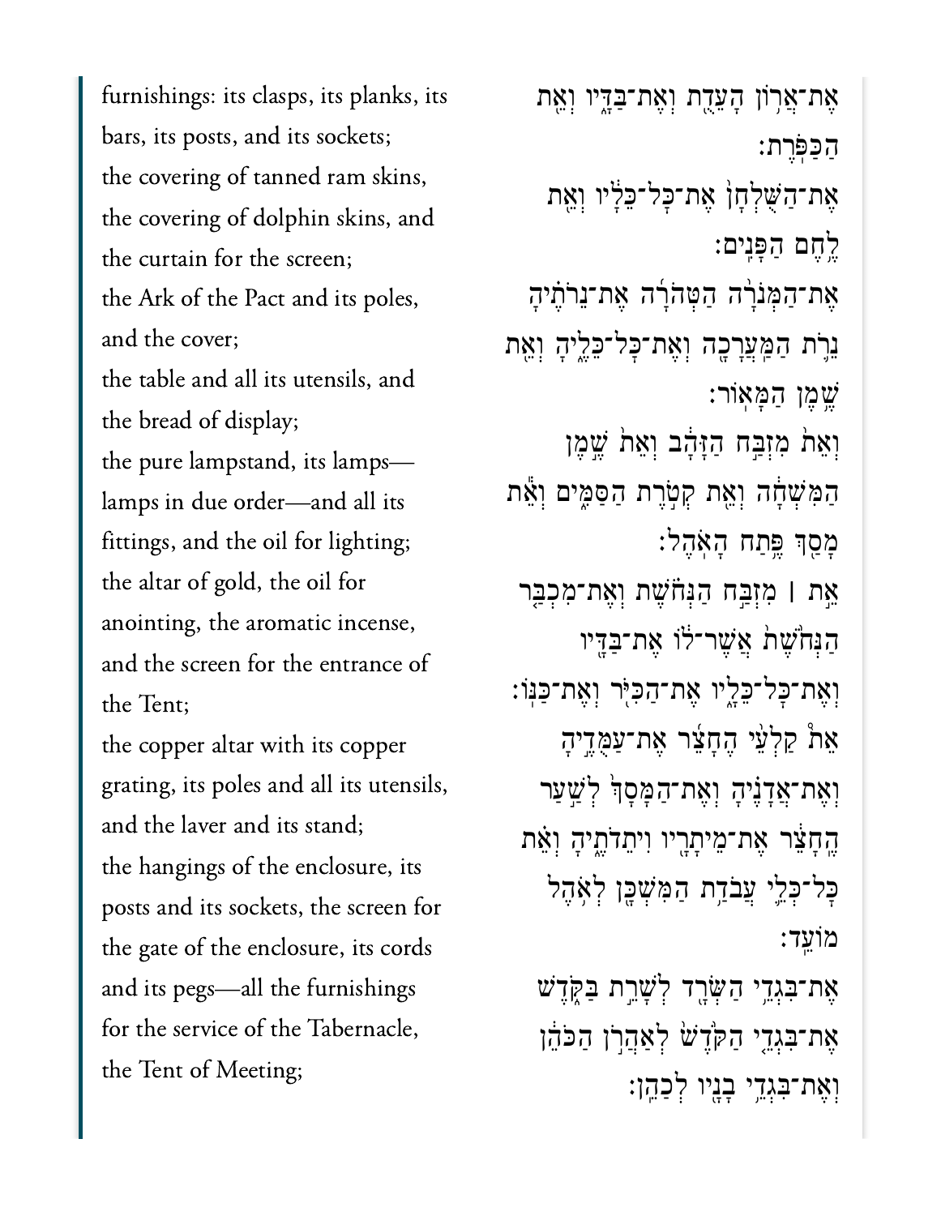furnishings: its clasps, its planks, its bars, its posts, and its sockets;
the covering of tanned ram skins, the covering of dolphin skins, and the curtain for the screen;
the Ark of the Pact and its poles, and the cover;
the table and all its utensils, and the bread of display;
the pure lampstand, its lamps—lamps in due order—and all its fittings, and the oil for lighting;
the altar of gold, the oil for anointing, the aromatic incense, and the screen for the entrance of the Tent;
the copper altar with its copper grating, its poles and all its utensils, and the laver and its stand;
the hangings of the enclosure, its posts and its sockets, the screen for the gate of the enclosure, its cords and its pegs—all the furnishings for the service of the Tabernacle, the Tent of Meeting;

אֶת־אֲרֹ֥ון הָעֵדֻ֖ת וְאֶת־בַּדָּ֑יו וְאֵ֖ת הַכַּפֹּֽרֶת׃
אֶת־הַשֻּׁלְחָן֙ אֶת־כׇּל־כֵּלָ֔יו וְאֵ֖ת לֶ֥חֶם הַפָּנִֽים׃
אֶת־הַמְּנֹרָ֨ה הַטְּהֹרָ֜ה אֶת־נֵרֹתֶ֗יהָ נֵרֹ֛ת הַמַּעֲרָכָ֖ה וְאֶת־כׇּל־כֵּלֶ֑יהָ וְאֵ֖ת שֶׁ֥מֶן הַמָּאֽוֹר׃
וְאֵת֙ מִזְבַּ֣ח הַזָּהָ֔ב וְאֵת֙ שֶׁ֣מֶן הַמִּשְׁחָ֔ה וְאֵ֖ת קְטֹ֣רֶת הַסַּמִּ֑ים וְאֵ֕ת מָסַ֖ךְ פֶּ֥תַח הָאֹֽהֶל׃
אֵ֣ת ׀ מִזְבַּ֣ח הַנְּחֹ֗שֶׁת וְאֶת־מִכְבַּ֤ר הַנְּחֹ֙שֶׁת֙ אֲשֶׁר־ל֔וֹ אֶת־בַּדָּ֖יו וְאֶת־כׇּל־כֵּלָ֑יו אֶת־הַכִּיֹּ֖ר וְאֶת־כַּנּֽוֹ׃
אֵת֩ קַלְעֵ֨י הֶחָצֵ֜ר אֶת־עַמֻּדֶ֣יהָ וְאֶת־אֲדָנֶ֗יהָ וְאֶת־הַמָּסָךְ֙ לְשַׁ֣עַר הֶחָצֵ֔ר אֶת־מֵיתָרָ֖יו וִיתֵדֹתֶ֑יהָ וְאֵ֗ת כׇּל־כְּלֵ֛י עֲבֹדַ֥ת הַמִּשְׁכָּ֖ן לְאֹ֥הֶל מוֹעֵֽד׃
אֶת־בִּגְדֵ֥י הַשְּׂרָ֖ד לְשָׁרֵ֣ת בַּקֹּ֑דֶשׁ אֶת־בִּגְדֵ֤י הַקֹּ֙דֶשׁ֙ לְאַהֲרֹ֣ן הַכֹּהֵ֔ן וְאֶת־בִּגְדֵ֥י בָנָ֖יו לְכַהֵֽן׃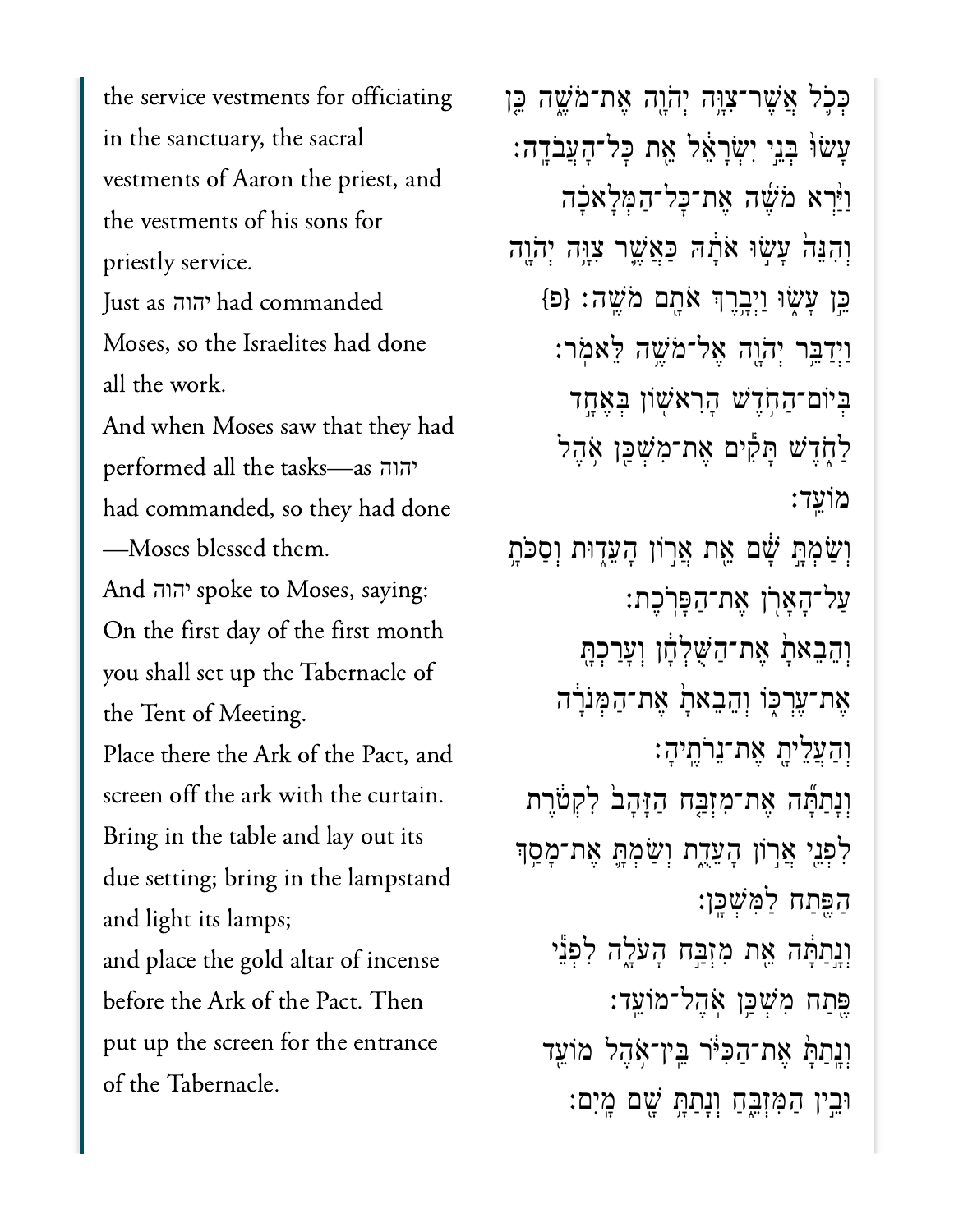the service vestments for officiating in the sanctuary, the sacral vestments of Aaron the priest, and the vestments of his sons for priestly service.

Just as יהוה had commanded Moses, so the Israelites had done all the work.

And when Moses saw that they had performed all the tasks—as יהוה had commanded, so they had done—Moses blessed them.

And יהוה spoke to Moses, saying:

On the first day of the first month you shall set up the Tabernacle of the Tent of Meeting.

Place there the Ark of the Pact, and screen off the ark with the curtain.

Bring in the table and lay out its due setting; bring in the lampstand and light its lamps;

and place the gold altar of incense before the Ark of the Pact. Then put up the screen for the entrance of the Tabernacle.

כְּכֹל אֲשֶׁר־צִוָּה יְהֹוָה אֶת־מֹשֶׁה כֵּן עָשׂוּ בְּנֵי יִשְׂרָאֵל אֵת כׇּל־הָעֲבֹדָה׃

וַיַּרְא מֹשֶׁה אֶת־כׇּל־הַמְּלָאכָה וְהִנֵּה עָשׂוּ אֹתָהּ כַּאֲשֶׁר צִוָּה יְהֹוָה כֵּן עָשׂוּ וַיְבָרֶךְ אֹתָם מֹשֶׁה׃ {פ}

וַיְדַבֵּר יְהֹוָה אֶל־מֹשֶׁה לֵּאמֹר׃

בְּיוֹם־הַחֹדֶשׁ הָרִאשׁוֹן בְּאֶחָד לַחֹדֶשׁ תָּקִים אֶת־מִשְׁכַּן אֹהֶל מוֹעֵד׃

וְשַׂמְתָּ שָׁם אֵת אֲרוֹן הָעֵדוּת וְסַכֹּתָ עַל־הָאָרֹן אֶת־הַפָּרֹכֶת׃

וְהֵבֵאתָ אֶת־הַשֻּׁלְחָן וְעָרַכְתָּ אֶת־עֶרְכּוֹ וְהֵבֵאתָ אֶת־הַמְּנֹרָה וְהַעֲלֵיתָ אֶת־נֵרֹתֶיהָ׃

וְנָתַתָּה אֶת־מִזְבַּח הַזָּהָב לִקְטֹרֶת לִפְנֵי אֲרוֹן הָעֵדֻת וְשַׂמְתָּ אֶת־מָסַךְ הַפֶּתַח לַמִּשְׁכָּן׃

וְנָתַתָּה אֵת מִזְבַּח הָעֹלָה לִפְנֵי פֶּתַח מִשְׁכַּן אֹהֶל־מוֹעֵד׃

וְנָתַתָּ אֶת־הַכִּיֹּר בֵּין־אֹהֶל מוֹעֵד וּבֵין הַמִּזְבֵּחַ וְנָתַתָּ שָׁם מָיִם׃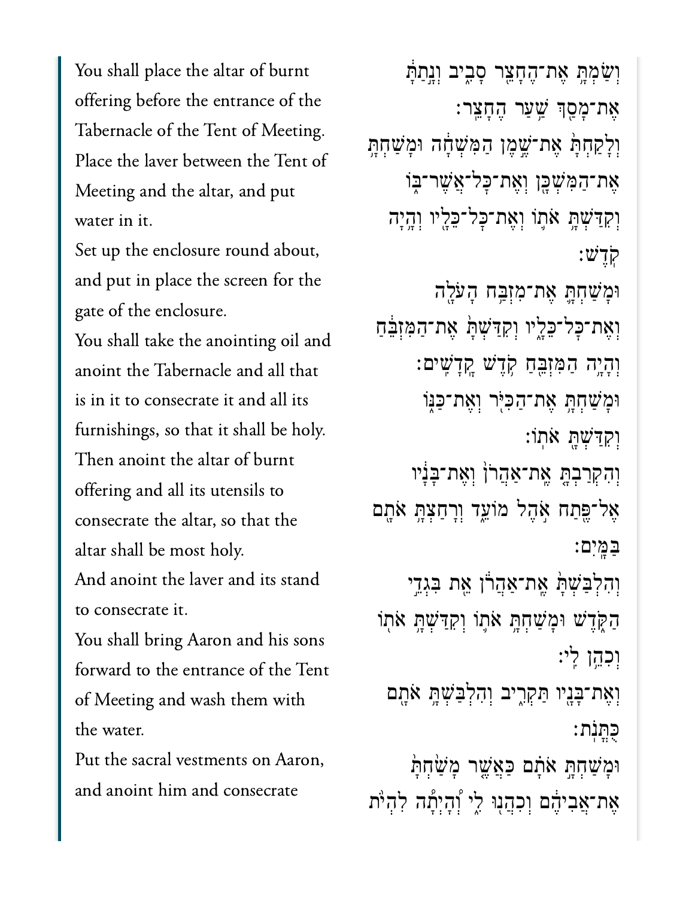You shall place the altar of burnt offering before the entrance of the Tabernacle of the Tent of Meeting. Place the laver between the Tent of Meeting and the altar, and put water in it.

Set up the enclosure round about, and put in place the screen for the gate of the enclosure.

You shall take the anointing oil and anoint the Tabernacle and all that is in it to consecrate it and all its furnishings, so that it shall be holy.

Then anoint the altar of burnt offering and all its utensils to consecrate the altar, so that the altar shall be most holy.

And anoint the laver and its stand to consecrate it.

You shall bring Aaron and his sons forward to the entrance of the Tent of Meeting and wash them with the water.

Put the sacral vestments on Aaron, and anoint him and consecrate

וְשַׂמְתָּ֤ אֶת־הֶחָצֵר֙ סָבִ֔יב וְנָ֣תַתָּ֔ אֶת־מָסַ֖ךְ שַׁ֥עַר הֶחָצֵֽר׃

וְלָקַחְתָּ֙ אֶת־שֶׁ֣מֶן הַמִּשְׁחָ֔ה וּמָשַׁחְתָּ֥ אֶת־הַמִּשְׁכָּ֖ן וְאֶת־כָּל־אֲשֶׁר־בּ֑וֹ וְקִדַּשְׁתָּ֥ אֹת֛וֹ וְאֶת־כָּל־כֵּלָ֖יו וְהָ֥יָה קֹֽדֶשׁ׃

וּמָשַׁחְתָּ֛ אֶת־מִזְבַּ֥ח הָעֹלָ֖ה וְאֶת־כָּל־כֵּלָ֑יו וְקִדַּשְׁתָּ֙ אֶת־הַמִּזְבֵּ֔חַ וְהָיָ֥ה הַמִּזְבֵּ֖חַ קֹ֥דֶשׁ קָֽדָשִֽׁים׃

וּמָשַׁחְתָּ֥ אֶת־הַכִּיֹּ֖ר וְאֶת־כַּנּ֑וֹ וְקִדַּשְׁתָּ֖ אֹתֽוֹ׃

וְהִקְרַבְתָּ֤ אֶת־אַהֲרֹן֙ וְאֶת־בָּנָ֔יו אֶל־פֶּ֖תַח אֹ֣הֶל מוֹעֵ֑ד וְרָחַצְתָּ֥ אֹתָ֖ם בַּמָּֽיִם׃

וְהִלְבַּשְׁתָּ֙ אֶת־אַהֲרֹ֔ן אֵ֖ת בִּגְדֵ֣י הַקֹּ֑דֶשׁ וּמָשַׁחְתָּ֥ אֹת֛וֹ וְקִדַּשְׁתָּ֥ אֹת֖וֹ וְכִהֵ֥ן לִֽי׃

וְאֶת־בָּנָ֖יו תַּקְרִ֑יב וְהִלְבַּשְׁתָּ֥ אֹתָ֖ם כֻּתֳּנֹֽת׃

וּמָשַׁחְתָּ֣ אֹתָ֗ם כַּאֲשֶׁ֤ר מָשַׁ֙חְתָּ֙ אֶת־אֲבִיהֶ֔ם וְכִהֲנ֖וּ לִ֑י וְהָ֩יְתָ֩ה לִהְיֹ֨ת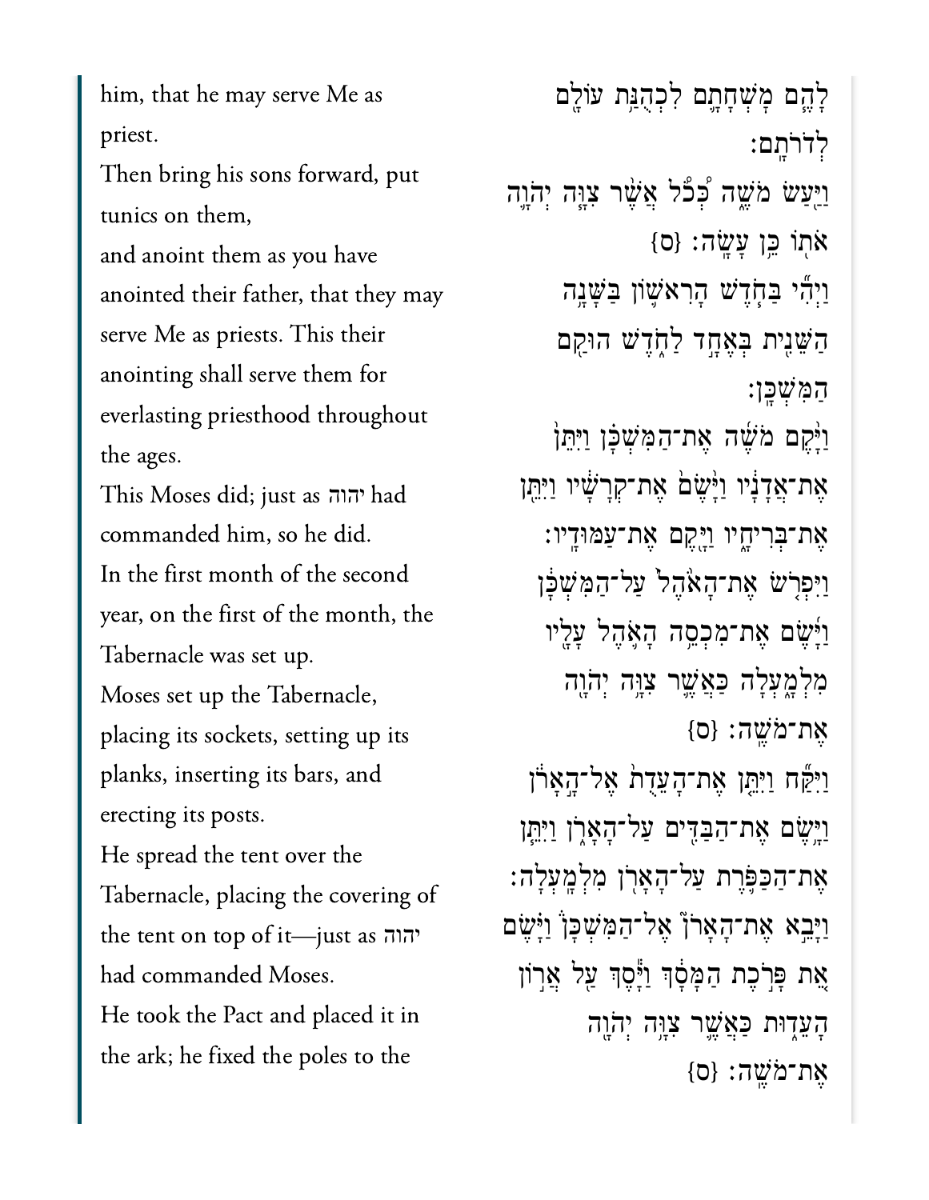him, that he may serve Me as priest.

לָהֶ֨ם מׇשְׁחָתָ֜ם לִכְהֻנַּ֥ת עוֹלָ֖ם לְדֹרֹתָֽם׃

Then bring his sons forward, put tunics on them,

and anoint them as you have anointed their father, that they may serve Me as priests. This their anointing shall serve them for everlasting priesthood throughout the ages.

This Moses did; just as יהוה had commanded him, so he did.

וַיַּ֖עַשׂ מֹשֶׁ֑ה כְּ֠כֹל אֲשֶׁ֨ר צִוָּ֧ה יְהֹוָ֛ה אֹת֖וֹ כֵּ֥ן עָשָֽׂה׃ {ס}

In the first month of the second year, on the first of the month, the Tabernacle was set up.

וַיְהִ֞י בַּחֹ֧דֶשׁ הָרִאשׁ֛וֹן בַּשָּׁנָ֥ה הַשֵּׁנִ֖ית בְּאֶחָ֣ד לַחֹ֑דֶשׁ הוּקַ֖ם הַמִּשְׁכָּֽן׃

Moses set up the Tabernacle, placing its sockets, setting up its planks, inserting its bars, and erecting its posts.

וַיָּ֨קֶם מֹשֶׁ֜ה אֶת־הַמִּשְׁכָּ֗ן וַיִּתֵּן֙ אֶת־אֲדָנָ֔יו וַיָּ֙שֶׂם֙ אֶת־קְרָשָׁ֔יו וַיִּתֵּ֖ן אֶת־בְּרִיחָ֑יו וַיָּ֖קֶם אֶת־עַמּוּדָֽיו׃

He spread the tent over the Tabernacle, placing the covering of the tent on top of it—just as יהוה had commanded Moses.

וַיִּפְרֹ֤שׂ אֶת־הָאֹ֙הֶל֙ עַל־הַמִּשְׁכָּ֔ן וַיָּ֜שֶׂם אֶת־מִכְסֵ֥ה הָאֹ֛הֶל עָלָ֖יו מִלְמָ֑עְלָה כַּאֲשֶׁ֛ר צִוָּ֥ה יְהֹוָ֖ה אֶת־מֹשֶֽׁה׃ {ס}

He took the Pact and placed it in the ark; he fixed the poles to the

וַיִּקַּ֞ח וַיִּתֵּ֤ן אֶת־הָעֵדֻת֙ אֶל־הָ֣אָרֹ֔ן וַיָּ֥שֶׂם אֶת־הַבַּדִּ֖ים עַל־הָאָרֹ֑ן וַיִּתֵּ֧ן אֶת־הַכַּפֹּ֛רֶת עַל־הָאָרֹ֖ן מִלְמָֽעְלָה׃

וַיָּבֵ֣א אֶת־הָאָרֹן֮ אֶל־הַמִּשְׁכָּן֒ וַיָּ֗שֶׂם אֵ֚ת פָּרֹ֣כֶת הַמָּסָ֔ךְ וַיָּ֕סֶךְ עַ֖ל אֲר֣וֹן הָעֵד֑וּת כַּאֲשֶׁ֛ר צִוָּ֥ה יְהֹוָ֖ה אֶת־מֹשֶֽׁה׃ {ס}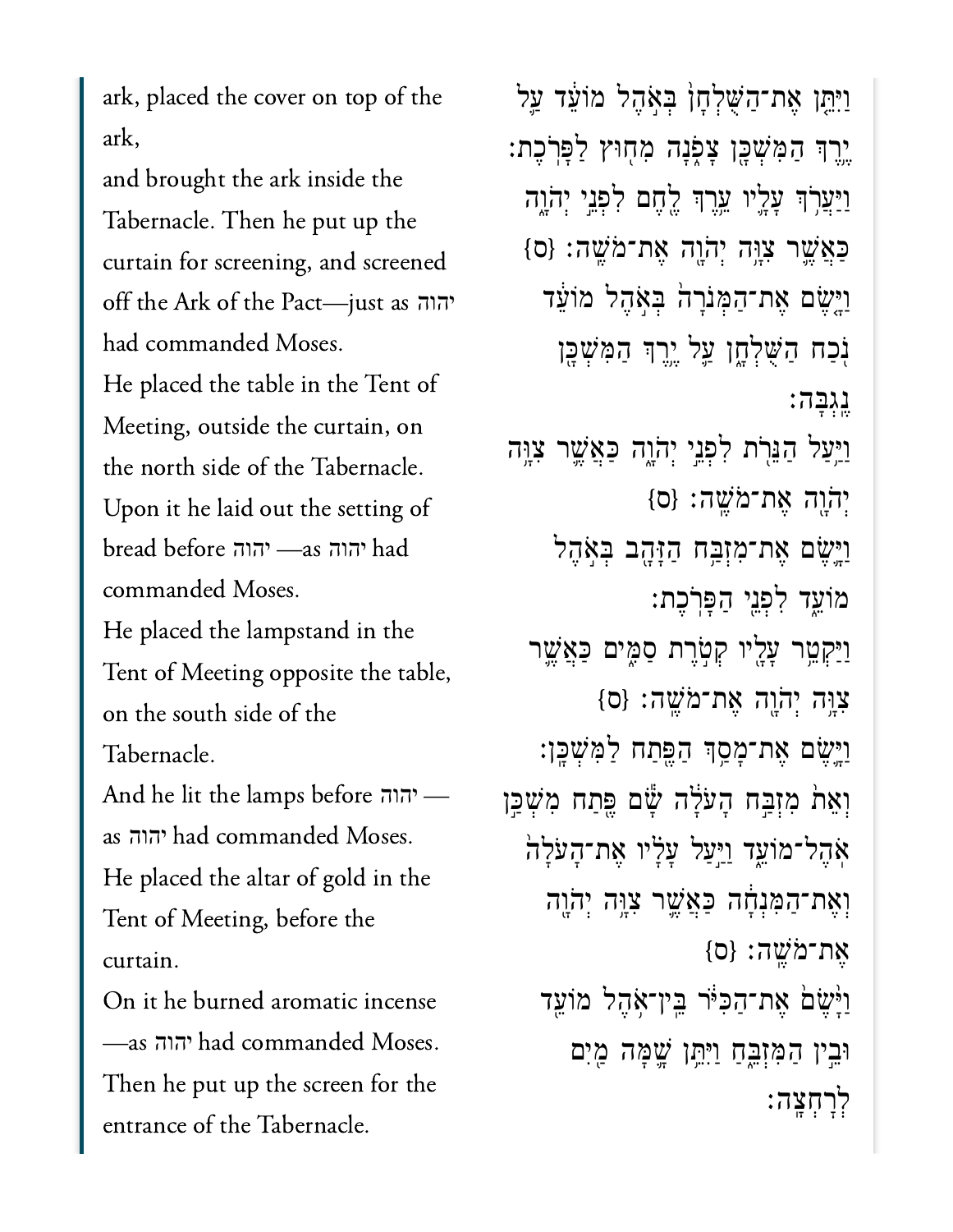ark, placed the cover on top of the ark,

and brought the ark inside the Tabernacle. Then he put up the curtain for screening, and screened off the Ark of the Pact—just as יהוה had commanded Moses.

He placed the table in the Tent of Meeting, outside the curtain, on the north side of the Tabernacle.

Upon it he laid out the setting of bread before יהוה —as יהוה had commanded Moses.

He placed the lampstand in the Tent of Meeting opposite the table, on the south side of the Tabernacle.

And he lit the lamps before יהוה — as יהוה had commanded Moses.

He placed the altar of gold in the Tent of Meeting, before the curtain.

On it he burned aromatic incense —as יהוה had commanded Moses.

Then he put up the screen for the entrance of the Tabernacle.

וַיִּתֵּ֤ן אֶת־הַשֻּׁלְחָן֙ בְּאֹ֣הֶל מוֹעֵ֔ד עַ֛ל יֶ֥רֶךְ הַמִּשְׁכָּ֖ן צָפֹ֑נָה מִח֖וּץ לַפָּרֹֽכֶת׃

וַיַּעֲרֹ֥ךְ עָלָ֛יו עֵ֥רֶךְ לֶ֖חֶם לִפְנֵ֣י יְהֹוָ֑ה כַּאֲשֶׁ֛ר צִוָּ֥ה יְהֹוָ֖ה אֶת־מֹשֶֽׁה׃ {ס}

וַיָּ֤שֶׂם אֶת־הַמְּנֹרָה֙ בְּאֹ֣הֶל מוֹעֵ֔ד נֹ֖כַח הַשֻּׁלְחָ֑ן עַ֛ל יֶ֥רֶךְ הַמִּשְׁכָּ֖ן נֶֽגְבָּה׃

וַיַּ֥עַל הַנֵּרֹ֖ת לִפְנֵ֣י יְהֹוָ֑ה כַּאֲשֶׁ֛ר צִוָּ֥ה יְהֹוָ֖ה אֶת־מֹשֶֽׁה׃ {ס}

וַיָּ֛שֶׂם אֶת־מִזְבַּ֥ח הַזָּהָ֖ב בְּאֹ֣הֶל מוֹעֵ֑ד לִפְנֵ֖י הַפָּרֹֽכֶת׃

וַיַּקְטֵ֥ר עָלָ֖יו קְטֹ֣רֶת סַמִּ֑ים כַּאֲשֶׁ֛ר צִוָּ֥ה יְהֹוָ֖ה אֶת־מֹשֶֽׁה׃ {ס}

וַיָּ֛שֶׂם אֶת־מָסַ֥ךְ הַפֶּ֖תַח לַמִּשְׁכָּֽן׃

וְאֵת֙ מִזְבַּ֣ח הָעֹלָ֔ה שָׂ֕ם פֶּ֖תַח מִשְׁכַּ֣ן אֹֽהֶל־מוֹעֵ֑ד וַיַּ֣עַל עָלָ֗יו אֶת־הָעֹלָה֙ וְאֶת־הַמִּנְחָ֔ה כַּאֲשֶׁ֛ר צִוָּ֥ה יְהֹוָ֖ה אֶת־מֹשֶֽׁה׃ {ס}

וַיָּ֙שֶׂם֙ אֶת־הַכִּיֹּ֔ר בֵּֽין־אֹ֥הֶל מוֹעֵ֖ד וּבֵ֣ין הַמִּזְבֵּ֑חַ וַיִּתֵּ֥ן שָׁ֛מָּה מַ֖יִם לְרָחְצָֽה׃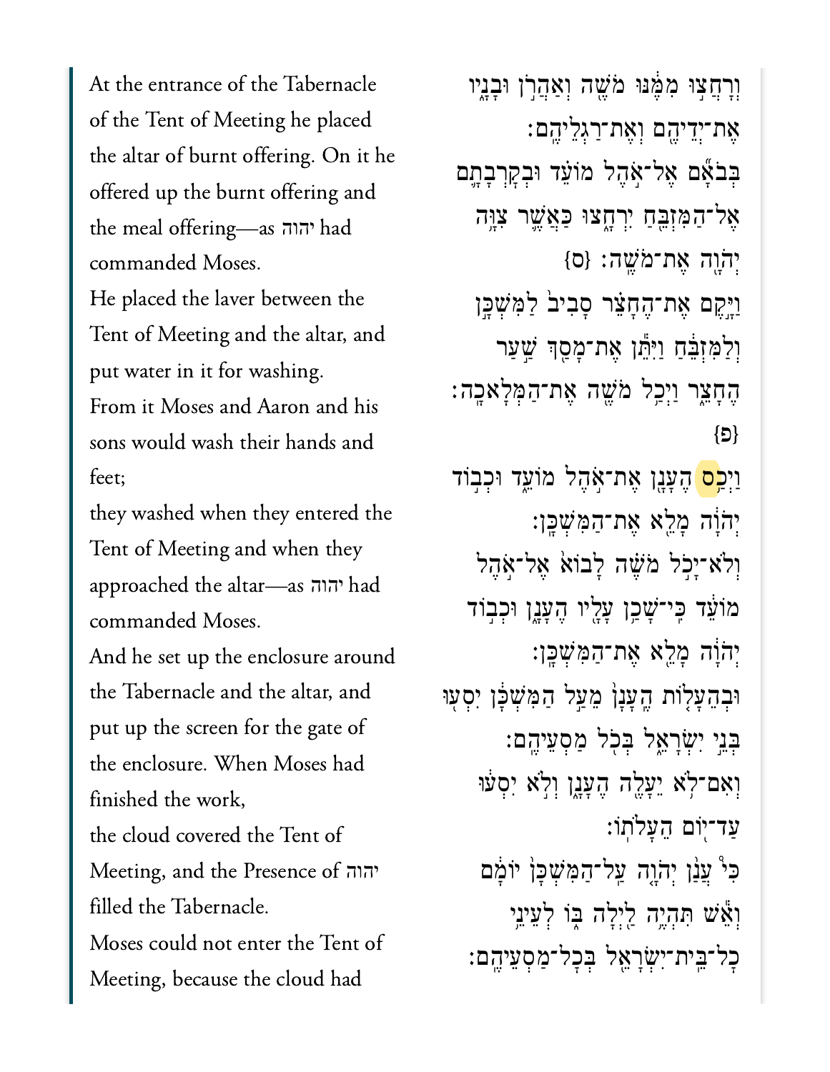At the entrance of the Tabernacle of the Tent of Meeting he placed the altar of burnt offering. On it he offered up the burnt offering and the meal offering—as יהוה had commanded Moses.

He placed the laver between the Tent of Meeting and the altar, and put water in it for washing.

From it Moses and Aaron and his sons would wash their hands and feet;

they washed when they entered the Tent of Meeting and when they approached the altar—as יהוה had commanded Moses.

And he set up the enclosure around the Tabernacle and the altar, and put up the screen for the gate of the enclosure. When Moses had finished the work,

the cloud covered the Tent of Meeting, and the Presence of יהוה filled the Tabernacle.

Moses could not enter the Tent of Meeting, because the cloud had

וְרָחֲצ֣וּ מִמֶּ֔נּוּ מֹשֶׁ֖ה וְאַהֲרֹ֣ן וּבָנָ֑יו אֶת־יְדֵיהֶ֖ם וְאֶת־רַגְלֵיהֶֽם׃

בְּבֹאָ֞ם אֶל־אֹ֣הֶל מוֹעֵ֗ד וּבְקׇרְבָתָ֛ם אֶל־הַמִּזְבֵּ֖חַ יִרְחָ֑צוּ כַּאֲשֶׁ֛ר צִוָּ֥ה יְהֹוָ֖ה אֶת־מֹשֶֽׁה׃ {ס}

וַיָּ֣קֶם אֶת־הֶחָצֵ֗ר סָבִיב֙ לַמִּשְׁכָּ֣ן וְלַמִּזְבֵּ֔חַ וַיִּתֵּ֕ן אֶת־מָסַ֖ךְ שַׁ֣עַר הֶחָצֵ֑ר וַיְכַ֥ל מֹשֶׁ֖ה אֶת־הַמְּלָאכָֽה׃ {פ}

וַיְכַ֥ס הֶעָנָ֖ן אֶת־אֹ֣הֶל מוֹעֵ֑ד וּכְב֣וֹד יְהֹוָ֔ה מָלֵ֖א אֶת־הַמִּשְׁכָּֽן׃

וְלֹא־יָכֹ֣ל מֹשֶׁ֗ה לָבוֹא֙ אֶל־אֹ֣הֶל מוֹעֵ֔ד כִּֽי־שָׁכַ֥ן עָלָ֖יו הֶעָנָ֑ן וּכְב֣וֹד יְהֹוָ֔ה מָלֵ֖א אֶת־הַמִּשְׁכָּֽן׃

וּבְהֵעָל֤וֹת הֶֽעָנָן֙ מֵעַ֣ל הַמִּשְׁכָּ֔ן יִסְע֖וּ בְּנֵ֣י יִשְׂרָאֵ֑ל בְּכֹ֖ל מַסְעֵיהֶֽם׃

וְאִם־לֹ֥א יֵעָלֶ֖ה הֶעָנָ֑ן וְלֹ֣א יִסְע֔וּ עַד־י֖וֹם הֵעָלֹתֽוֹ׃

כִּי֩ עֲנַ֨ן יְהֹוָ֤ה עַֽל־הַמִּשְׁכָּן֙ יוֹמָ֔ם וְאֵ֕שׁ תִּהְיֶ֥ה לַ֖יְלָה בּ֑וֹ לְעֵינֵ֥י כׇל־בֵּית־יִשְׂרָאֵ֖ל בְּכׇל־מַסְעֵיהֶֽם׃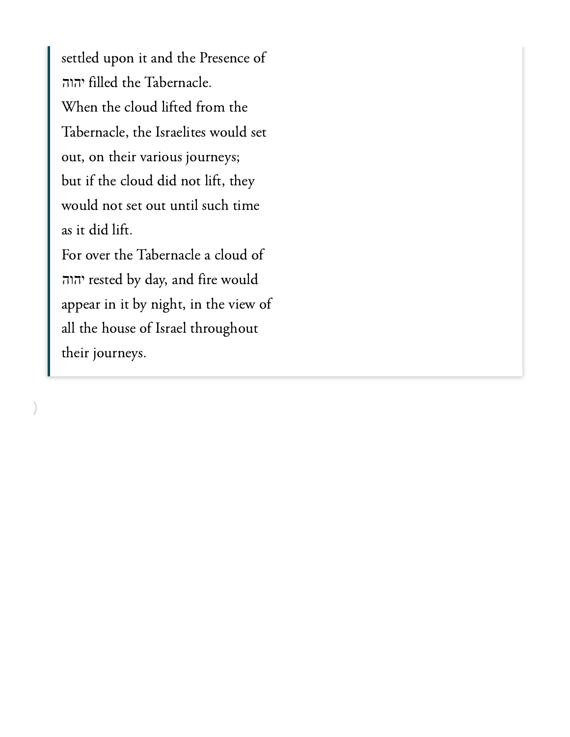> settled upon it and the Presence of
> יהוה filled the Tabernacle.
> When the cloud lifted from the
> Tabernacle, the Israelites would set
> out, on their various journeys;
> but if the cloud did not lift, they
> would not set out until such time
> as it did lift.
> For over the Tabernacle a cloud of
> יהוה rested by day, and fire would
> appear in it by night, in the view of
> all the house of Israel throughout
> their journeys.